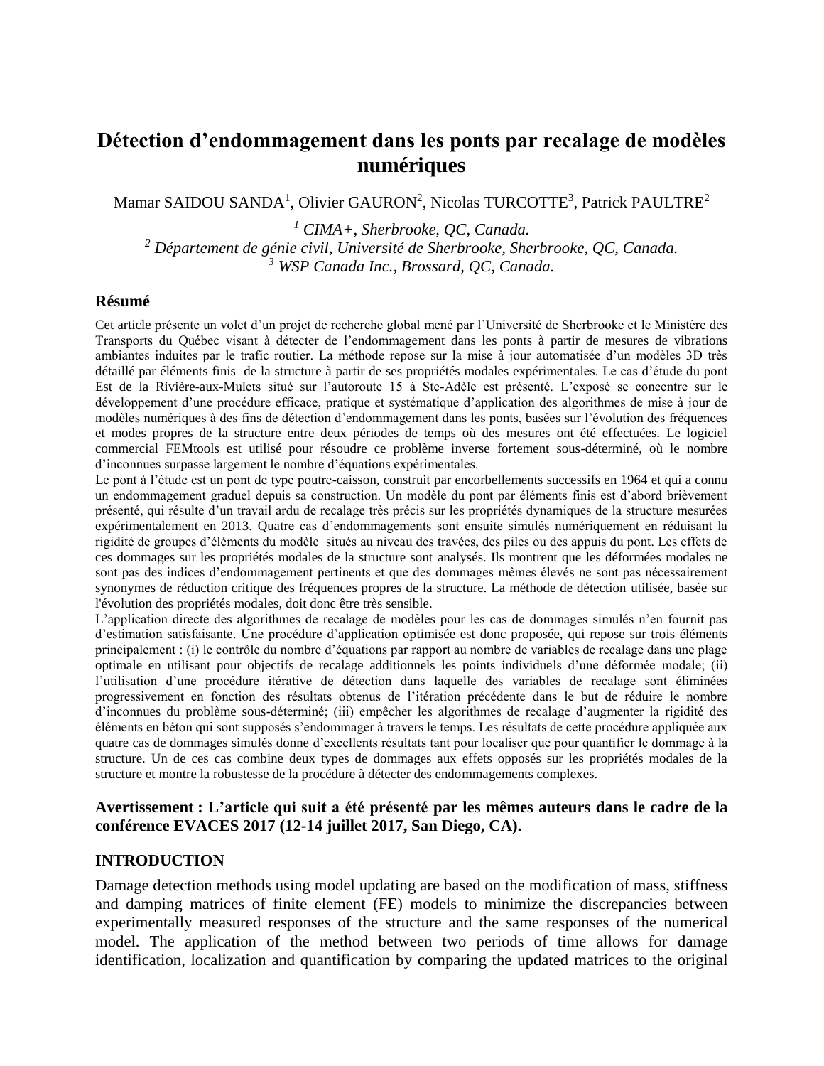# Détection d'endommagement dans les ponts par recalage de modèles numériques

Mamar SAIDOU SANDA[1], Olivier GAURON[2], Nicolas TURCOTTE[3], Patrick PAULTRE[2]

*[1] CIMA+, Sherbrooke, QC, Canada.*
*[2] Département de génie civil, Université de Sherbrooke, Sherbrooke, QC, Canada.*
*[3] WSP Canada Inc., Brossard, QC, Canada.*

## Résumé

Cet article présente un volet d'un projet de recherche global mené par l'Université de Sherbrooke et le Ministère des Transports du Québec visant à détecter de l'endommagement dans les ponts à partir de mesures de vibrations ambiantes induites par le trafic routier. La méthode repose sur la mise à jour automatisée d'un modèles 3D très détaillé par éléments finis de la structure à partir de ses propriétés modales expérimentales. Le cas d'étude du pont Est de la Rivière-aux-Mulets situé sur l'autoroute 15 à Ste-Adèle est présenté. L'exposé se concentre sur le développement d'une procédure efficace, pratique et systématique d'application des algorithmes de mise à jour de modèles numériques à des fins de détection d'endommagement dans les ponts, basées sur l'évolution des fréquences et modes propres de la structure entre deux périodes de temps où des mesures ont été effectuées. Le logiciel commercial FEMtools est utilisé pour résoudre ce problème inverse fortement sous-déterminé, où le nombre d'inconnues surpasse largement le nombre d'équations expérimentales.

Le pont à l'étude est un pont de type poutre-caisson, construit par encorbellements successifs en 1964 et qui a connu un endommagement graduel depuis sa construction. Un modèle du pont par éléments finis est d'abord brièvement présenté, qui résulte d'un travail ardu de recalage très précis sur les propriétés dynamiques de la structure mesurées expérimentalement en 2013. Quatre cas d'endommagements sont ensuite simulés numériquement en réduisant la rigidité de groupes d'éléments du modèle situés au niveau des travées, des piles ou des appuis du pont. Les effets de ces dommages sur les propriétés modales de la structure sont analysés. Ils montrent que les déformées modales ne sont pas des indices d'endommagement pertinents et que des dommages mêmes élevés ne sont pas nécessairement synonymes de réduction critique des fréquences propres de la structure. La méthode de détection utilisée, basée sur l'évolution des propriétés modales, doit donc être très sensible.

L'application directe des algorithmes de recalage de modèles pour les cas de dommages simulés n'en fournit pas d'estimation satisfaisante. Une procédure d'application optimisée est donc proposée, qui repose sur trois éléments principalement : (i) le contrôle du nombre d'équations par rapport au nombre de variables de recalage dans une plage optimale en utilisant pour objectifs de recalage additionnels les points individuels d'une déformée modale; (ii) l'utilisation d'une procédure itérative de détection dans laquelle des variables de recalage sont éliminées progressivement en fonction des résultats obtenus de l'itération précédente dans le but de réduire le nombre d'inconnues du problème sous-déterminé; (iii) empêcher les algorithmes de recalage d'augmenter la rigidité des éléments en béton qui sont supposés s'endommager à travers le temps. Les résultats de cette procédure appliquée aux quatre cas de dommages simulés donne d'excellents résultats tant pour localiser que pour quantifier le dommage à la structure. Un de ces cas combine deux types de dommages aux effets opposés sur les propriétés modales de la structure et montre la robustesse de la procédure à détecter des endommagements complexes.

**Avertissement : L'article qui suit a été présenté par les mêmes auteurs dans le cadre de la conférence EVACES 2017 (12-14 juillet 2017, San Diego, CA).**

## INTRODUCTION

Damage detection methods using model updating are based on the modification of mass, stiffness and damping matrices of finite element (FE) models to minimize the discrepancies between experimentally measured responses of the structure and the same responses of the numerical model. The application of the method between two periods of time allows for damage identification, localization and quantification by comparing the updated matrices to the original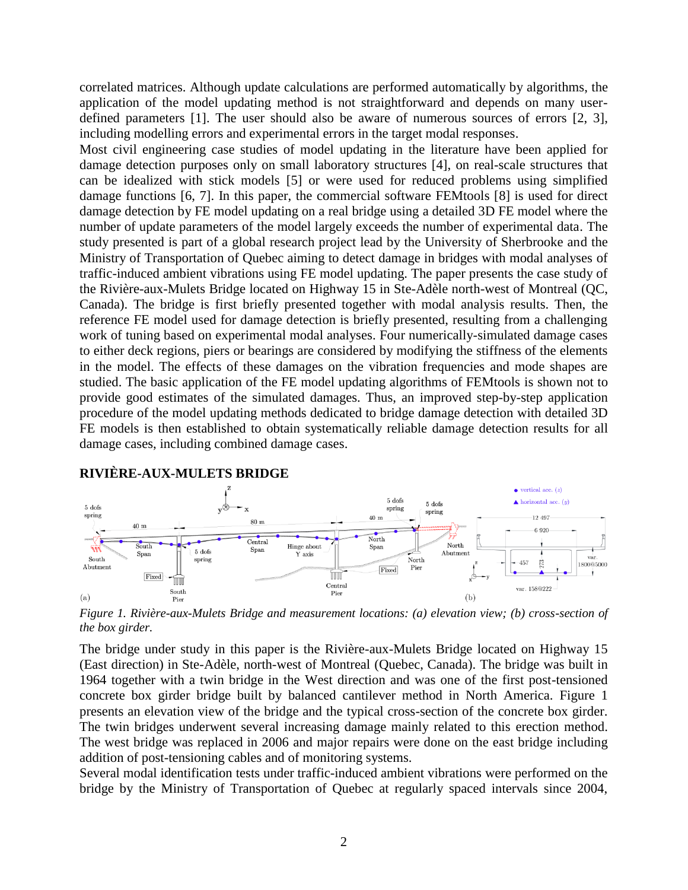correlated matrices. Although update calculations are performed automatically by algorithms, the application of the model updating method is not straightforward and depends on many user-defined parameters [1]. The user should also be aware of numerous sources of errors [2, 3], including modelling errors and experimental errors in the target modal responses.

Most civil engineering case studies of model updating in the literature have been applied for damage detection purposes only on small laboratory structures [4], on real-scale structures that can be idealized with stick models [5] or were used for reduced problems using simplified damage functions [6, 7]. In this paper, the commercial software FEMtools [8] is used for direct damage detection by FE model updating on a real bridge using a detailed 3D FE model where the number of update parameters of the model largely exceeds the number of experimental data. The study presented is part of a global research project lead by the University of Sherbrooke and the Ministry of Transportation of Quebec aiming to detect damage in bridges with modal analyses of traffic-induced ambient vibrations using FE model updating. The paper presents the case study of the Rivière-aux-Mulets Bridge located on Highway 15 in Ste-Adèle north-west of Montreal (QC, Canada). The bridge is first briefly presented together with modal analysis results. Then, the reference FE model used for damage detection is briefly presented, resulting from a challenging work of tuning based on experimental modal analyses. Four numerically-simulated damage cases to either deck regions, piers or bearings are considered by modifying the stiffness of the elements in the model. The effects of these damages on the vibration frequencies and mode shapes are studied. The basic application of the FE model updating algorithms of FEMtools is shown not to provide good estimates of the simulated damages. Thus, an improved step-by-step application procedure of the model updating methods dedicated to bridge damage detection with detailed 3D FE models is then established to obtain systematically reliable damage detection results for all damage cases, including combined damage cases.

## RIVIÈRE-AUX-MULETS BRIDGE

*Figure 1. Rivière-aux-Mulets Bridge and measurement locations: (a) elevation view; (b) cross-section of the box girder.*

The bridge under study in this paper is the Rivière-aux-Mulets Bridge located on Highway 15 (East direction) in Ste-Adèle, north-west of Montreal (Quebec, Canada). The bridge was built in 1964 together with a twin bridge in the West direction and was one of the first post-tensioned concrete box girder bridge built by balanced cantilever method in North America. Figure 1 presents an elevation view of the bridge and the typical cross-section of the concrete box girder. The twin bridges underwent several increasing damage mainly related to this erection method. The west bridge was replaced in 2006 and major repairs were done on the east bridge including addition of post-tensioning cables and of monitoring systems.

Several modal identification tests under traffic-induced ambient vibrations were performed on the bridge by the Ministry of Transportation of Quebec at regularly spaced intervals since 2004,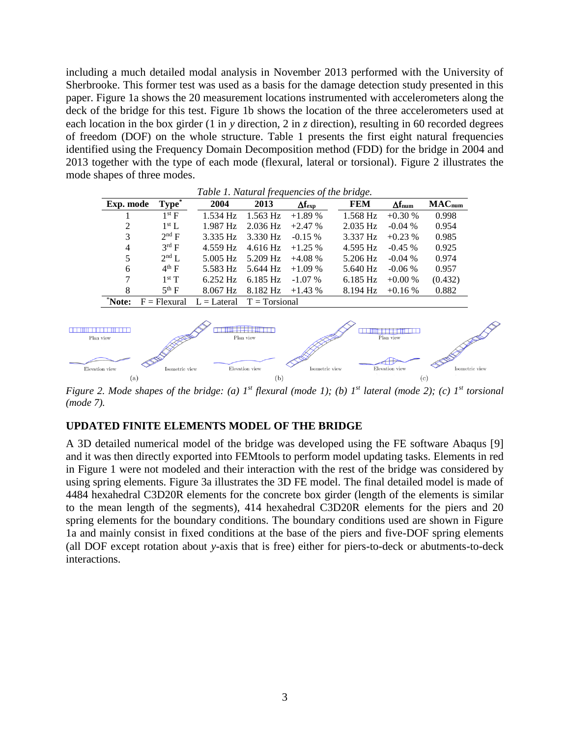including a much detailed modal analysis in November 2013 performed with the University of Sherbrooke. This former test was used as a basis for the damage detection study presented in this paper. Figure 1a shows the 20 measurement locations instrumented with accelerometers along the deck of the bridge for this test. Figure 1b shows the location of the three accelerometers used at each location in the box girder (1 in *y* direction, 2 in *z* direction), resulting in 60 recorded degrees of freedom (DOF) on the whole structure. Table 1 presents the first eight natural frequencies identified using the Frequency Domain Decomposition method (FDD) for the bridge in 2004 and 2013 together with the type of each mode (flexural, lateral or torsional). Figure 2 illustrates the mode shapes of three modes.

*Table 1. Natural frequencies of the bridge.*

| Exp. mode | Type* | 2004 | 2013 | $\Delta f_{exp}$ | FEM | $\Delta f_{num}$ | $MAC_{num}$ |
|---|---|---|---|---|---|---|---|
| 1 | 1st F | 1.534 Hz | 1.563 Hz | +1.89 % | 1.568 Hz | +0.30 % | 0.998 |
| 2 | 1st L | 1.987 Hz | 2.036 Hz | +2.47 % | 2.035 Hz | -0.04 % | 0.954 |
| 3 | 2nd F | 3.335 Hz | 3.330 Hz | -0.15 % | 3.337 Hz | +0.23 % | 0.985 |
| 4 | 3rd F | 4.559 Hz | 4.616 Hz | +1.25 % | 4.595 Hz | -0.45 % | 0.925 |
| 5 | 2nd L | 5.005 Hz | 5.209 Hz | +4.08 % | 5.206 Hz | -0.04 % | 0.974 |
| 6 | 4th F | 5.583 Hz | 5.644 Hz | +1.09 % | 5.640 Hz | -0.06 % | 0.957 |
| 7 | 1st T | 6.252 Hz | 6.185 Hz | -1.07 % | 6.185 Hz | +0.00 % | (0.432) |
| 8 | 5th F | 8.067 Hz | 8.182 Hz | +1.43 % | 8.194 Hz | +0.16 % | 0.882 |

*Note: F = Flexural L = Lateral T = Torsional

*Figure 2. Mode shapes of the bridge: (a) 1st flexural (mode 1); (b) 1st lateral (mode 2); (c) 1st torsional (mode 7).*

## UPDATED FINITE ELEMENTS MODEL OF THE BRIDGE

A 3D detailed numerical model of the bridge was developed using the FE software Abaqus [9] and it was then directly exported into FEMtools to perform model updating tasks. Elements in red in Figure 1 were not modeled and their interaction with the rest of the bridge was considered by using spring elements. Figure 3a illustrates the 3D FE model. The final detailed model is made of 4484 hexahedral C3D20R elements for the concrete box girder (length of the elements is similar to the mean length of the segments), 414 hexahedral C3D20R elements for the piers and 20 spring elements for the boundary conditions. The boundary conditions used are shown in Figure 1a and mainly consist in fixed conditions at the base of the piers and five-DOF spring elements (all DOF except rotation about *y*-axis that is free) either for piers-to-deck or abutments-to-deck interactions.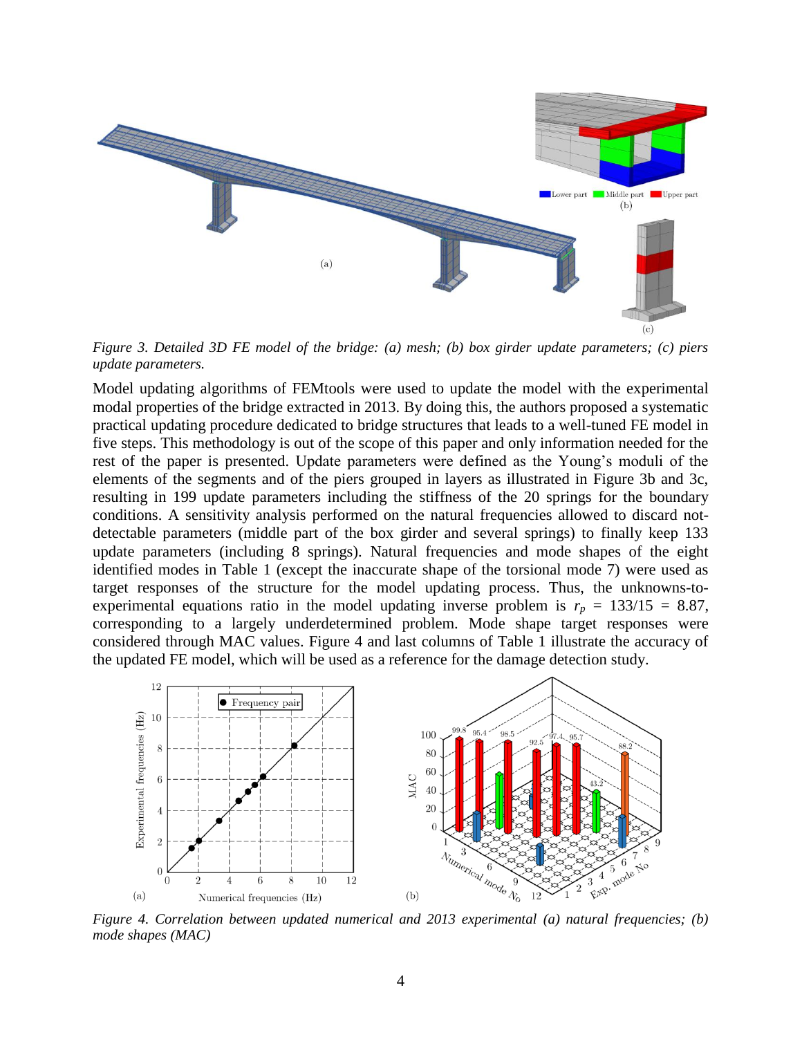*Figure 3. Detailed 3D FE model of the bridge: (a) mesh; (b) box girder update parameters; (c) piers update parameters.*

Model updating algorithms of FEMtools were used to update the model with the experimental modal properties of the bridge extracted in 2013. By doing this, the authors proposed a systematic practical updating procedure dedicated to bridge structures that leads to a well-tuned FE model in five steps. This methodology is out of the scope of this paper and only information needed for the rest of the paper is presented. Update parameters were defined as the Young's moduli of the elements of the segments and of the piers grouped in layers as illustrated in Figure 3b and 3c, resulting in 199 update parameters including the stiffness of the 20 springs for the boundary conditions. A sensitivity analysis performed on the natural frequencies allowed to discard not-detectable parameters (middle part of the box girder and several springs) to finally keep 133 update parameters (including 8 springs). Natural frequencies and mode shapes of the eight identified modes in Table 1 (except the inaccurate shape of the torsional mode 7) were used as target responses of the structure for the model updating process. Thus, the unknowns-to-experimental equations ratio in the model updating inverse problem is $r_p$ = 133/15 = 8.87, corresponding to a largely underdetermined problem. Mode shape target responses were considered through MAC values. Figure 4 and last columns of Table 1 illustrate the accuracy of the updated FE model, which will be used as a reference for the damage detection study.

*Figure 4. Correlation between updated numerical and 2013 experimental (a) natural frequencies; (b) mode shapes (MAC)*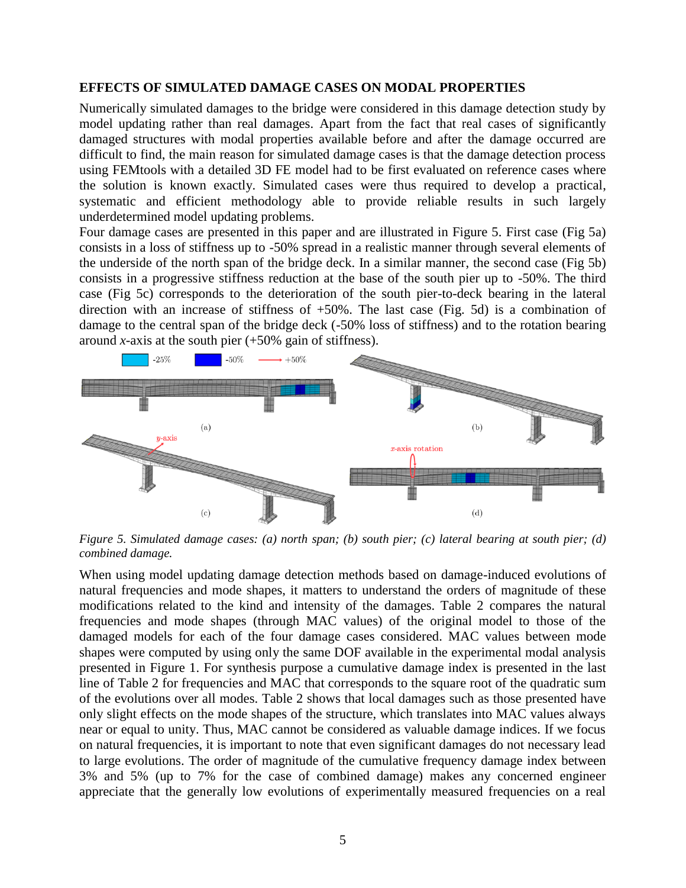## EFFECTS OF SIMULATED DAMAGE CASES ON MODAL PROPERTIES

Numerically simulated damages to the bridge were considered in this damage detection study by model updating rather than real damages. Apart from the fact that real cases of significantly damaged structures with modal properties available before and after the damage occurred are difficult to find, the main reason for simulated damage cases is that the damage detection process using FEMtools with a detailed 3D FE model had to be first evaluated on reference cases where the solution is known exactly. Simulated cases were thus required to develop a practical, systematic and efficient methodology able to provide reliable results in such largely underdetermined model updating problems.

Four damage cases are presented in this paper and are illustrated in Figure 5. First case (Fig 5a) consists in a loss of stiffness up to -50% spread in a realistic manner through several elements of the underside of the north span of the bridge deck. In a similar manner, the second case (Fig 5b) consists in a progressive stiffness reduction at the base of the south pier up to -50%. The third case (Fig 5c) corresponds to the deterioration of the south pier-to-deck bearing in the lateral direction with an increase of stiffness of +50%. The last case (Fig. 5d) is a combination of damage to the central span of the bridge deck (-50% loss of stiffness) and to the rotation bearing around *x*-axis at the south pier (+50% gain of stiffness).

*Figure 5. Simulated damage cases: (a) north span; (b) south pier; (c) lateral bearing at south pier; (d) combined damage.*

When using model updating damage detection methods based on damage-induced evolutions of natural frequencies and mode shapes, it matters to understand the orders of magnitude of these modifications related to the kind and intensity of the damages. Table 2 compares the natural frequencies and mode shapes (through MAC values) of the original model to those of the damaged models for each of the four damage cases considered. MAC values between mode shapes were computed by using only the same DOF available in the experimental modal analysis presented in Figure 1. For synthesis purpose a cumulative damage index is presented in the last line of Table 2 for frequencies and MAC that corresponds to the square root of the quadratic sum of the evolutions over all modes. Table 2 shows that local damages such as those presented have only slight effects on the mode shapes of the structure, which translates into MAC values always near or equal to unity. Thus, MAC cannot be considered as valuable damage indices. If we focus on natural frequencies, it is important to note that even significant damages do not necessary lead to large evolutions. The order of magnitude of the cumulative frequency damage index between 3% and 5% (up to 7% for the case of combined damage) makes any concerned engineer appreciate that the generally low evolutions of experimentally measured frequencies on a real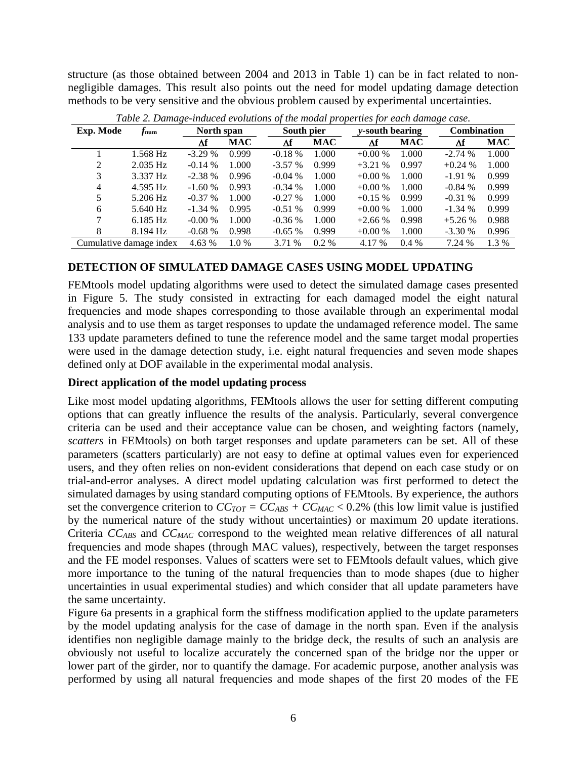structure (as those obtained between 2004 and 2013 in Table 1) can be in fact related to non-negligible damages. This result also points out the need for model updating damage detection methods to be very sensitive and the obvious problem caused by experimental uncertainties.

*Table 2. Damage-induced evolutions of the modal properties for each damage case.*

| Exp. Mode | $f_{num}$ | North span | | South pier | | *y*-south bearing | | Combination | |
|---|---|---|---|---|---|---|---|---|---|
| | | Δf | MAC | Δf | MAC | Δf | MAC | Δf | MAC |
| 1 | 1.568 Hz | -3.29 % | 0.999 | -0.18 % | 1.000 | +0.00 % | 1.000 | -2.74 % | 1.000 |
| 2 | 2.035 Hz | -0.14 % | 1.000 | -3.57 % | 0.999 | +3.21 % | 0.997 | +0.24 % | 1.000 |
| 3 | 3.337 Hz | -2.38 % | 0.996 | -0.04 % | 1.000 | +0.00 % | 1.000 | -1.91 % | 0.999 |
| 4 | 4.595 Hz | -1.60 % | 0.993 | -0.34 % | 1.000 | +0.00 % | 1.000 | -0.84 % | 0.999 |
| 5 | 5.206 Hz | -0.37 % | 1.000 | -0.27 % | 1.000 | +0.15 % | 0.999 | -0.31 % | 0.999 |
| 6 | 5.640 Hz | -1.34 % | 0.995 | -0.51 % | 0.999 | +0.00 % | 1.000 | -1.34 % | 0.999 |
| 7 | 6.185 Hz | -0.00 % | 1.000 | -0.36 % | 1.000 | +2.66 % | 0.998 | +5.26 % | 0.988 |
| 8 | 8.194 Hz | -0.68 % | 0.998 | -0.65 % | 0.999 | +0.00 % | 1.000 | -3.30 % | 0.996 |
| Cumulative damage index | | 4.63 % | 1.0 % | 3.71 % | 0.2 % | 4.17 % | 0.4 % | 7.24 % | 1.3 % |

## DETECTION OF SIMULATED DAMAGE CASES USING MODEL UPDATING

FEMtools model updating algorithms were used to detect the simulated damage cases presented in Figure 5. The study consisted in extracting for each damaged model the eight natural frequencies and mode shapes corresponding to those available through an experimental modal analysis and to use them as target responses to update the undamaged reference model. The same 133 update parameters defined to tune the reference model and the same target modal properties were used in the damage detection study, i.e. eight natural frequencies and seven mode shapes defined only at DOF available in the experimental modal analysis.

### Direct application of the model updating process

Like most model updating algorithms, FEMtools allows the user for setting different computing options that can greatly influence the results of the analysis. Particularly, several convergence criteria can be used and their acceptance value can be chosen, and weighting factors (namely, *scatters* in FEMtools) on both target responses and update parameters can be set. All of these parameters (scatters particularly) are not easy to define at optimal values even for experienced users, and they often relies on non-evident considerations that depend on each case study or on trial-and-error analyses. A direct model updating calculation was first performed to detect the simulated damages by using standard computing options of FEMtools. By experience, the authors set the convergence criterion to $CC_{TOT} = CC_{ABS} + CC_{MAC} < 0.2\%$ (this low limit value is justified by the numerical nature of the study without uncertainties) or maximum 20 update iterations. Criteria $CC_{ABS}$ and $CC_{MAC}$ correspond to the weighted mean relative differences of all natural frequencies and mode shapes (through MAC values), respectively, between the target responses and the FE model responses. Values of scatters were set to FEMtools default values, which give more importance to the tuning of the natural frequencies than to mode shapes (due to higher uncertainties in usual experimental studies) and which consider that all update parameters have the same uncertainty.

Figure 6a presents in a graphical form the stiffness modification applied to the update parameters by the model updating analysis for the case of damage in the north span. Even if the analysis identifies non negligible damage mainly to the bridge deck, the results of such an analysis are obviously not useful to localize accurately the concerned span of the bridge nor the upper or lower part of the girder, nor to quantify the damage. For academic purpose, another analysis was performed by using all natural frequencies and mode shapes of the first 20 modes of the FE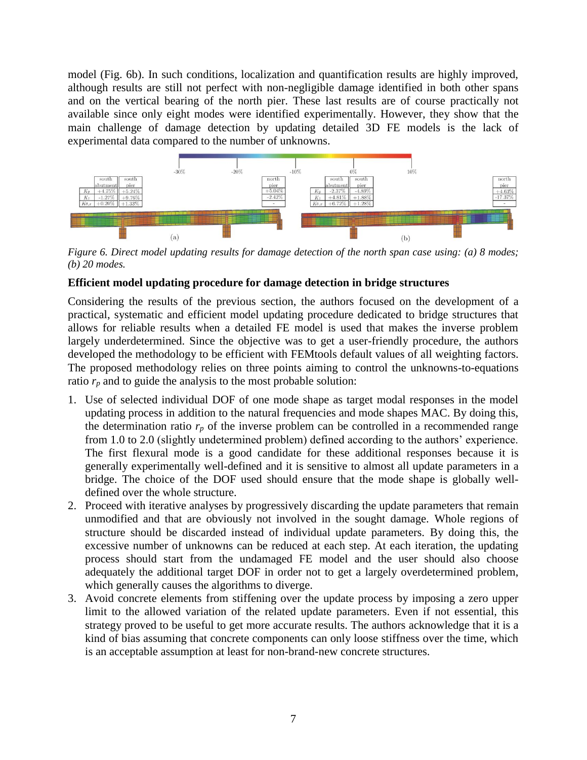model (Fig. 6b). In such conditions, localization and quantification results are highly improved, although results are still not perfect with non-negligible damage identified in both other spans and on the vertical bearing of the north pier. These last results are of course practically not available since only eight modes were identified experimentally. However, they show that the main challenge of damage detection by updating detailed 3D FE models is the lack of experimental data compared to the number of unknowns.

*Figure 6. Direct model updating results for damage detection of the north span case using: (a) 8 modes; (b) 20 modes.*

### Efficient model updating procedure for damage detection in bridge structures

Considering the results of the previous section, the authors focused on the development of a practical, systematic and efficient model updating procedure dedicated to bridge structures that allows for reliable results when a detailed FE model is used that makes the inverse problem largely underdetermined. Since the objective was to get a user-friendly procedure, the authors developed the methodology to be efficient with FEMtools default values of all weighting factors. The proposed methodology relies on three points aiming to control the unknowns-to-equations ratio $r_p$ and to guide the analysis to the most probable solution:

1. Use of selected individual DOF of one mode shape as target modal responses in the model updating process in addition to the natural frequencies and mode shapes MAC. By doing this, the determination ratio $r_p$ of the inverse problem can be controlled in a recommended range from 1.0 to 2.0 (slightly undetermined problem) defined according to the authors' experience. The first flexural mode is a good candidate for these additional responses because it is generally experimentally well-defined and it is sensitive to almost all update parameters in a bridge. The choice of the DOF used should ensure that the mode shape is globally well-defined over the whole structure.
2. Proceed with iterative analyses by progressively discarding the update parameters that remain unmodified and that are obviously not involved in the sought damage. Whole regions of structure should be discarded instead of individual update parameters. By doing this, the excessive number of unknowns can be reduced at each step. At each iteration, the updating process should start from the undamaged FE model and the user should also choose adequately the additional target DOF in order not to get a largely overdetermined problem, which generally causes the algorithms to diverge.
3. Avoid concrete elements from stiffening over the update process by imposing a zero upper limit to the allowed variation of the related update parameters. Even if not essential, this strategy proved to be useful to get more accurate results. The authors acknowledge that it is a kind of bias assuming that concrete components can only loose stiffness over the time, which is an acceptable assumption at least for non-brand-new concrete structures.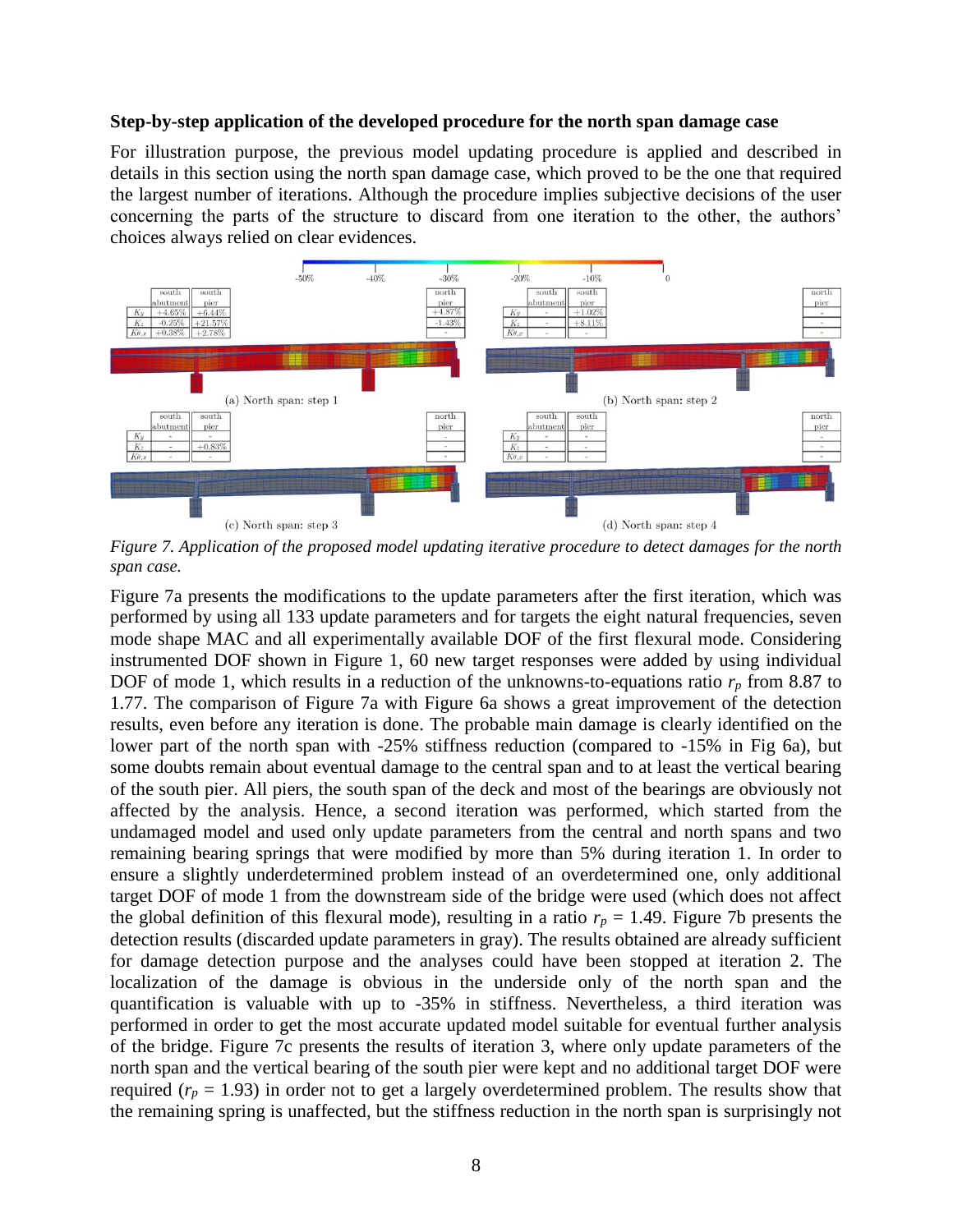### Step-by-step application of the developed procedure for the north span damage case

For illustration purpose, the previous model updating procedure is applied and described in details in this section using the north span damage case, which proved to be the one that required the largest number of iterations. Although the procedure implies subjective decisions of the user concerning the parts of the structure to discard from one iteration to the other, the authors' choices always relied on clear evidences.

*Figure 7. Application of the proposed model updating iterative procedure to detect damages for the north span case.*

Figure 7a presents the modifications to the update parameters after the first iteration, which was performed by using all 133 update parameters and for targets the eight natural frequencies, seven mode shape MAC and all experimentally available DOF of the first flexural mode. Considering instrumented DOF shown in Figure 1, 60 new target responses were added by using individual DOF of mode 1, which results in a reduction of the unknowns-to-equations ratio $r_p$ from 8.87 to 1.77. The comparison of Figure 7a with Figure 6a shows a great improvement of the detection results, even before any iteration is done. The probable main damage is clearly identified on the lower part of the north span with -25% stiffness reduction (compared to -15% in Fig 6a), but some doubts remain about eventual damage to the central span and to at least the vertical bearing of the south pier. All piers, the south span of the deck and most of the bearings are obviously not affected by the analysis. Hence, a second iteration was performed, which started from the undamaged model and used only update parameters from the central and north spans and two remaining bearing springs that were modified by more than 5% during iteration 1. In order to ensure a slightly underdetermined problem instead of an overdetermined one, only additional target DOF of mode 1 from the downstream side of the bridge were used (which does not affect the global definition of this flexural mode), resulting in a ratio $r_p$ = 1.49. Figure 7b presents the detection results (discarded update parameters in gray). The results obtained are already sufficient for damage detection purpose and the analyses could have been stopped at iteration 2. The localization of the damage is obvious in the underside only of the north span and the quantification is valuable with up to -35% in stiffness. Nevertheless, a third iteration was performed in order to get the most accurate updated model suitable for eventual further analysis of the bridge. Figure 7c presents the results of iteration 3, where only update parameters of the north span and the vertical bearing of the south pier were kept and no additional target DOF were required ($r_p$ = 1.93) in order not to get a largely overdetermined problem. The results show that the remaining spring is unaffected, but the stiffness reduction in the north span is surprisingly not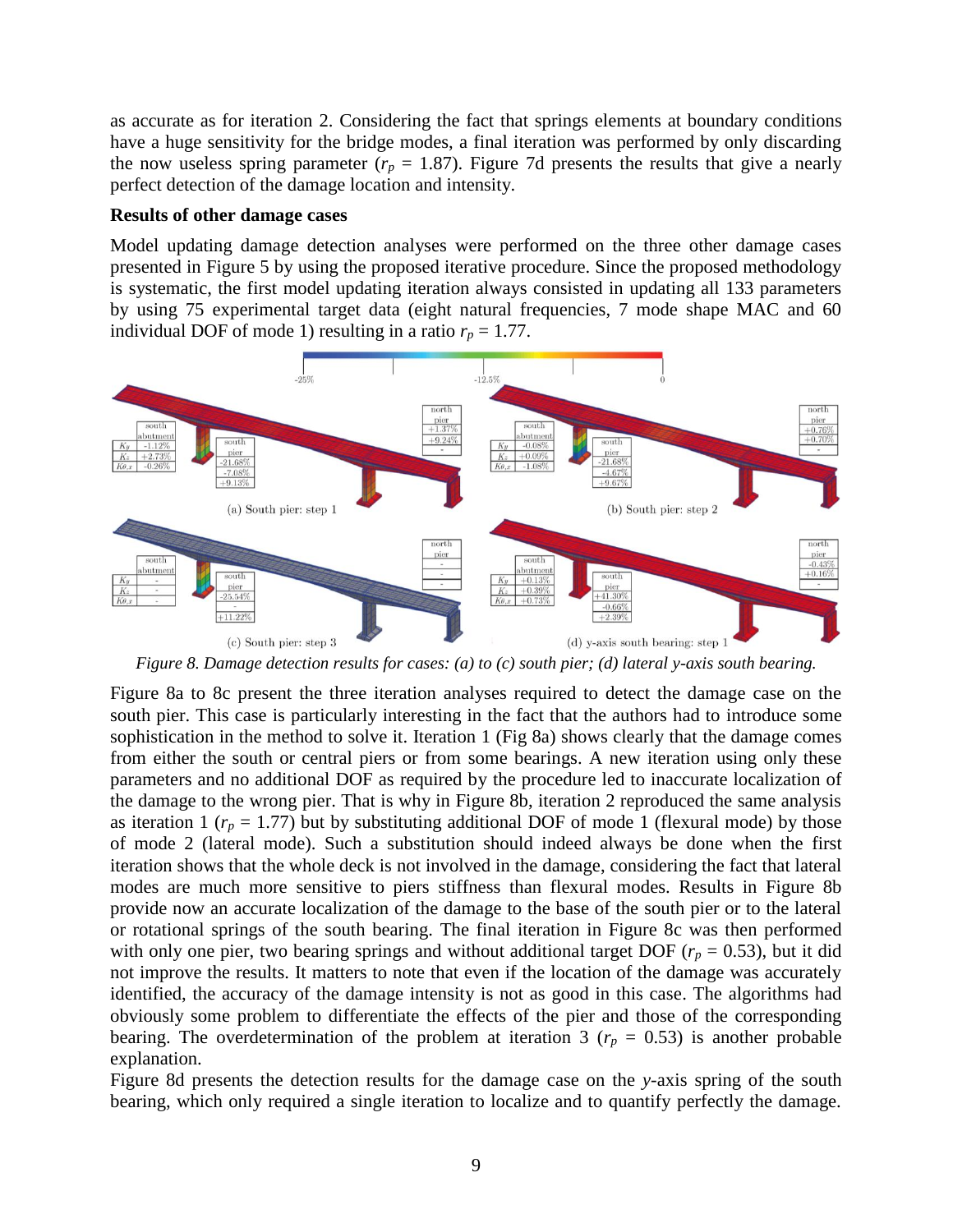as accurate as for iteration 2. Considering the fact that springs elements at boundary conditions have a huge sensitivity for the bridge modes, a final iteration was performed by only discarding the now useless spring parameter ($r_p$ = 1.87). Figure 7d presents the results that give a nearly perfect detection of the damage location and intensity.

**Results of other damage cases**

Model updating damage detection analyses were performed on the three other damage cases presented in Figure 5 by using the proposed iterative procedure. Since the proposed methodology is systematic, the first model updating iteration always consisted in updating all 133 parameters by using 75 experimental target data (eight natural frequencies, 7 mode shape MAC and 60 individual DOF of mode 1) resulting in a ratio $r_p$ = 1.77.

*Figure 8. Damage detection results for cases: (a) to (c) south pier; (d) lateral y-axis south bearing.*

Figure 8a to 8c present the three iteration analyses required to detect the damage case on the south pier. This case is particularly interesting in the fact that the authors had to introduce some sophistication in the method to solve it. Iteration 1 (Fig 8a) shows clearly that the damage comes from either the south or central piers or from some bearings. A new iteration using only these parameters and no additional DOF as required by the procedure led to inaccurate localization of the damage to the wrong pier. That is why in Figure 8b, iteration 2 reproduced the same analysis as iteration 1 ($r_p$ = 1.77) but by substituting additional DOF of mode 1 (flexural mode) by those of mode 2 (lateral mode). Such a substitution should indeed always be done when the first iteration shows that the whole deck is not involved in the damage, considering the fact that lateral modes are much more sensitive to piers stiffness than flexural modes. Results in Figure 8b provide now an accurate localization of the damage to the base of the south pier or to the lateral or rotational springs of the south bearing. The final iteration in Figure 8c was then performed with only one pier, two bearing springs and without additional target DOF ($r_p$ = 0.53), but it did not improve the results. It matters to note that even if the location of the damage was accurately identified, the accuracy of the damage intensity is not as good in this case. The algorithms had obviously some problem to differentiate the effects of the pier and those of the corresponding bearing. The overdetermination of the problem at iteration 3 ($r_p$ = 0.53) is another probable explanation.

Figure 8d presents the detection results for the damage case on the *y*-axis spring of the south bearing, which only required a single iteration to localize and to quantify perfectly the damage.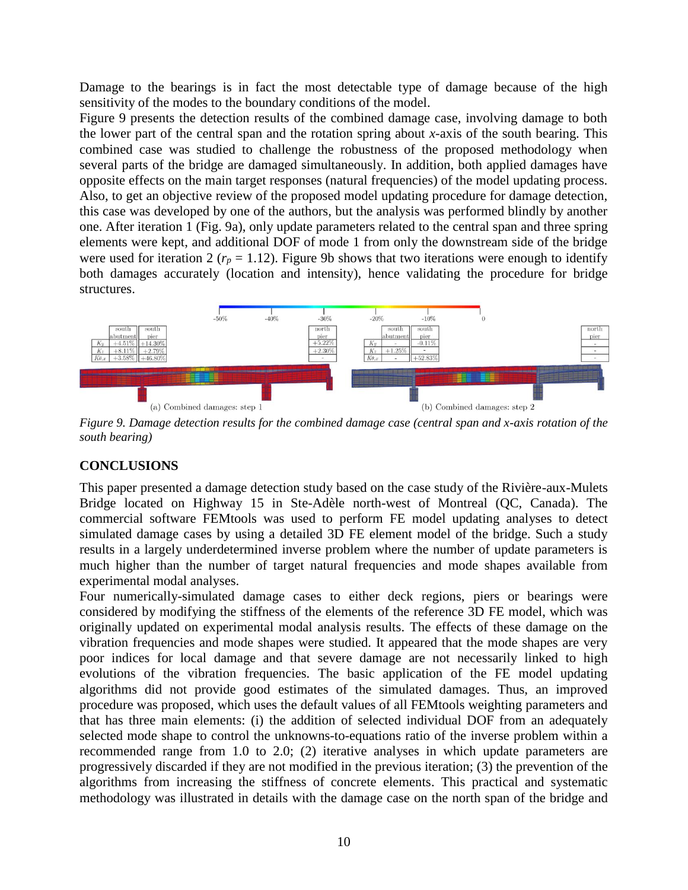Damage to the bearings is in fact the most detectable type of damage because of the high sensitivity of the modes to the boundary conditions of the model.

Figure 9 presents the detection results of the combined damage case, involving damage to both the lower part of the central span and the rotation spring about *x*-axis of the south bearing. This combined case was studied to challenge the robustness of the proposed methodology when several parts of the bridge are damaged simultaneously. In addition, both applied damages have opposite effects on the main target responses (natural frequencies) of the model updating process. Also, to get an objective review of the proposed model updating procedure for damage detection, this case was developed by one of the authors, but the analysis was performed blindly by another one. After iteration 1 (Fig. 9a), only update parameters related to the central span and three spring elements were kept, and additional DOF of mode 1 from only the downstream side of the bridge were used for iteration 2 ($r_p = 1.12$). Figure 9b shows that two iterations were enough to identify both damages accurately (location and intensity), hence validating the procedure for bridge structures.

(a) Combined damages: step 1

| | south abutment | south pier | north pier |
|---|---|---|---|
| $K_y$ | +4.51% | +14.30% | +5.22% |
| $K_z$ | +8.11% | +2.79% | +2.30% |
| $K\theta_x$ | +3.58% | +46.80% | - |

(b) Combined damages: step 2

| | south abutment | south pier | north pier |
|---|---|---|---|
| $K_y$ | - | -0.11% | - |
| $K_z$ | +1.25% | - | - |
| $K\theta_x$ | - | +52.83% | - |

*Figure 9. Damage detection results for the combined damage case (central span and x-axis rotation of the south bearing)*

## CONCLUSIONS

This paper presented a damage detection study based on the case study of the Rivière-aux-Mulets Bridge located on Highway 15 in Ste-Adèle north-west of Montreal (QC, Canada). The commercial software FEMtools was used to perform FE model updating analyses to detect simulated damage cases by using a detailed 3D FE element model of the bridge. Such a study results in a largely underdetermined inverse problem where the number of update parameters is much higher than the number of target natural frequencies and mode shapes available from experimental modal analyses.

Four numerically-simulated damage cases to either deck regions, piers or bearings were considered by modifying the stiffness of the elements of the reference 3D FE model, which was originally updated on experimental modal analysis results. The effects of these damage on the vibration frequencies and mode shapes were studied. It appeared that the mode shapes are very poor indices for local damage and that severe damage are not necessarily linked to high evolutions of the vibration frequencies. The basic application of the FE model updating algorithms did not provide good estimates of the simulated damages. Thus, an improved procedure was proposed, which uses the default values of all FEMtools weighting parameters and that has three main elements: (i) the addition of selected individual DOF from an adequately selected mode shape to control the unknowns-to-equations ratio of the inverse problem within a recommended range from 1.0 to 2.0; (2) iterative analyses in which update parameters are progressively discarded if they are not modified in the previous iteration; (3) the prevention of the algorithms from increasing the stiffness of concrete elements. This practical and systematic methodology was illustrated in details with the damage case on the north span of the bridge and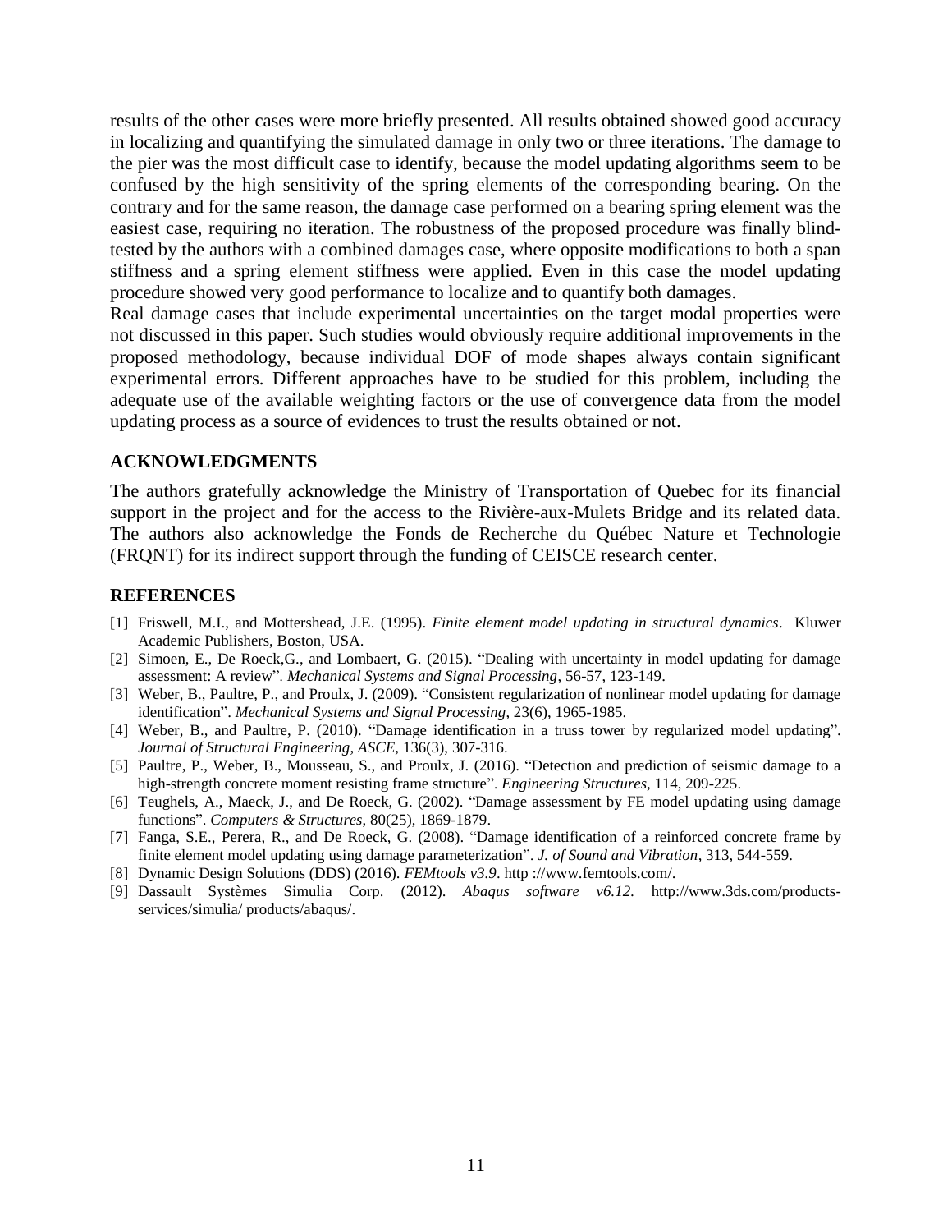results of the other cases were more briefly presented. All results obtained showed good accuracy in localizing and quantifying the simulated damage in only two or three iterations. The damage to the pier was the most difficult case to identify, because the model updating algorithms seem to be confused by the high sensitivity of the spring elements of the corresponding bearing. On the contrary and for the same reason, the damage case performed on a bearing spring element was the easiest case, requiring no iteration. The robustness of the proposed procedure was finally blind-tested by the authors with a combined damages case, where opposite modifications to both a span stiffness and a spring element stiffness were applied. Even in this case the model updating procedure showed very good performance to localize and to quantify both damages.

Real damage cases that include experimental uncertainties on the target modal properties were not discussed in this paper. Such studies would obviously require additional improvements in the proposed methodology, because individual DOF of mode shapes always contain significant experimental errors. Different approaches have to be studied for this problem, including the adequate use of the available weighting factors or the use of convergence data from the model updating process as a source of evidences to trust the results obtained or not.

## ACKNOWLEDGMENTS

The authors gratefully acknowledge the Ministry of Transportation of Quebec for its financial support in the project and for the access to the Rivière-aux-Mulets Bridge and its related data. The authors also acknowledge the Fonds de Recherche du Québec Nature et Technologie (FRQNT) for its indirect support through the funding of CEISCE research center.

## REFERENCES

[1] Friswell, M.I., and Mottershead, J.E. (1995). *Finite element model updating in structural dynamics*. Kluwer Academic Publishers, Boston, USA.

[2] Simoen, E., De Roeck,G., and Lombaert, G. (2015). "Dealing with uncertainty in model updating for damage assessment: A review". *Mechanical Systems and Signal Processing*, 56-57, 123-149.

[3] Weber, B., Paultre, P., and Proulx, J. (2009). "Consistent regularization of nonlinear model updating for damage identification". *Mechanical Systems and Signal Processing,* 23(6), 1965-1985.

[4] Weber, B., and Paultre, P. (2010). "Damage identification in a truss tower by regularized model updating". *Journal of Structural Engineering, ASCE,* 136(3), 307-316.

[5] Paultre, P., Weber, B., Mousseau, S., and Proulx, J. (2016). "Detection and prediction of seismic damage to a high-strength concrete moment resisting frame structure". *Engineering Structures*, 114, 209-225.

[6] Teughels, A., Maeck, J., and De Roeck, G. (2002). "Damage assessment by FE model updating using damage functions". *Computers & Structures,* 80(25), 1869-1879.

[7] Fanga, S.E., Perera, R., and De Roeck, G. (2008). "Damage identification of a reinforced concrete frame by finite element model updating using damage parameterization". *J. of Sound and Vibration*, 313, 544-559.

[8] Dynamic Design Solutions (DDS) (2016). *FEMtools v3.9*. http ://www.femtools.com/.

[9] Dassault Systèmes Simulia Corp. (2012). *Abaqus software v6.12.* http://www.3ds.com/products-services/simulia/ products/abaqus/.